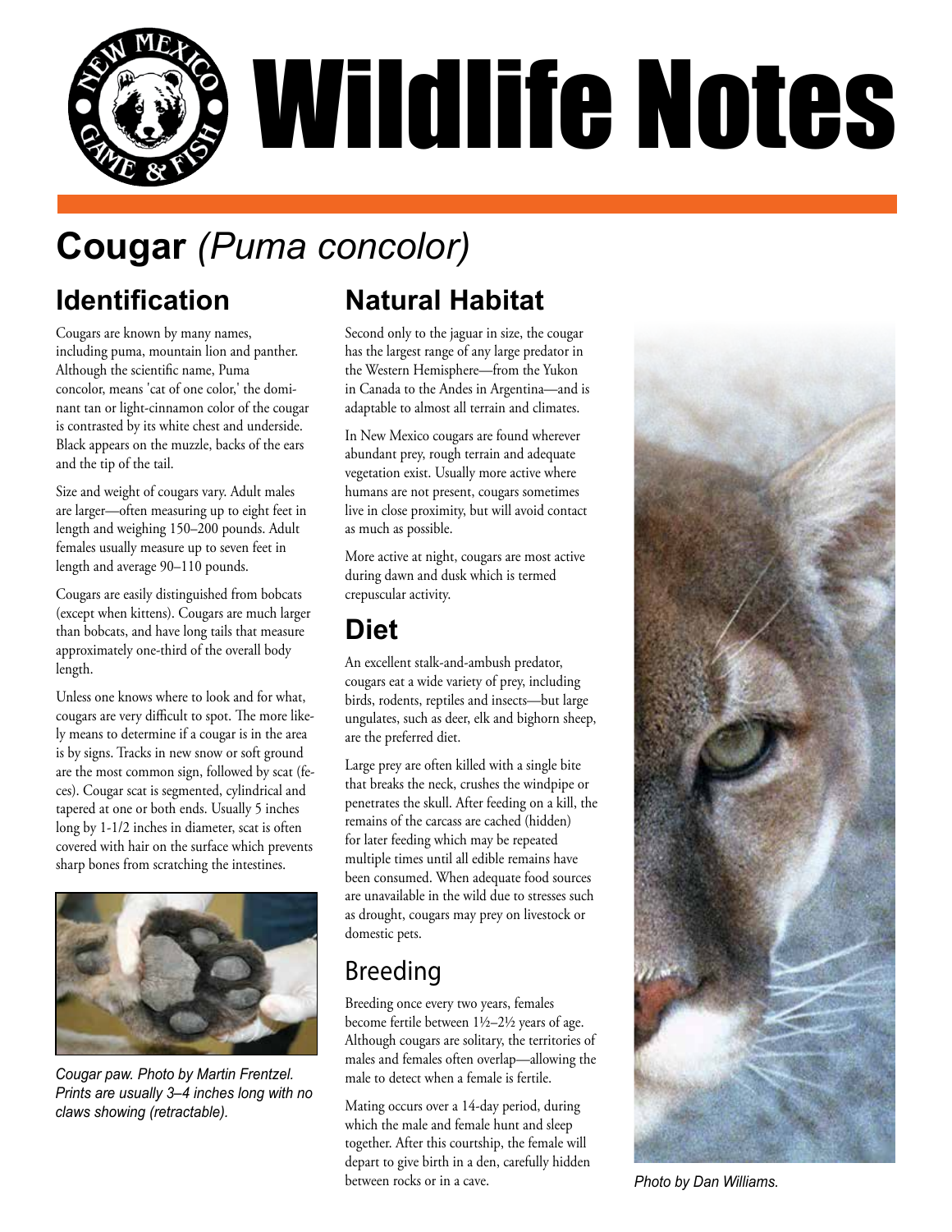# Wildlife Notes

## Cougar *(Puma concolor)*

### Identification

Cougars are known by many names, including puma, mountain lion and panther. Although the scientific name, Puma concolor, means 'cat of one color,' the dominant tan or light-cinnamon color of the cougar is contrasted by its white chest and underside. Black appears on the muzzle, backs of the ears and the tip of the tail.

Size and weight of cougars vary. Adult males are larger—often measuring up to eight feet in length and weighing 150–200 pounds. Adult females usually measure up to seven feet in length and average 90–110 pounds.

Cougars are easily distinguished from bobcats (except when kittens). Cougars are much larger than bobcats, and have long tails that measure approximately one-third of the overall body length.

Unless one knows where to look and for what, cougars are very difficult to spot. The more likely means to determine if a cougar is in the area is by signs. Tracks in new snow or soft ground are the most common sign, followed by scat (feces). Cougar scat is segmented, cylindrical and tapered at one or both ends. Usually 5 inches long by 1-1/2 inches in diameter, scat is often covered with hair on the surface which prevents sharp bones from scratching the intestines.

*Cougar paw. Photo by Martin Frentzel. Prints are usually 3–4 inches long with no claws showing (retractable).*

### Natural Habitat

Second only to the jaguar in size, the cougar has the largest range of any large predator in the Western Hemisphere—from the Yukon in Canada to the Andes in Argentina—and is adaptable to almost all terrain and climates.

In New Mexico cougars are found wherever abundant prey, rough terrain and adequate vegetation exist. Usually more active where humans are not present, cougars sometimes live in close proximity, but will avoid contact as much as possible.

More active at night, cougars are most active during dawn and dusk which is termed crepuscular activity.

### Diet

An excellent stalk-and-ambush predator, cougars eat a wide variety of prey, including birds, rodents, reptiles and insects—but large ungulates, such as deer, elk and bighorn sheep, are the preferred diet.

Large prey are often killed with a single bite that breaks the neck, crushes the windpipe or penetrates the skull. After feeding on a kill, the remains of the carcass are cached (hidden) for later feeding which may be repeated multiple times until all edible remains have been consumed. When adequate food sources are unavailable in the wild due to stresses such as drought, cougars may prey on livestock or domestic pets.

### Breeding

Breeding once every two years, females become fertile between 1½–2½ years of age. Although cougars are solitary, the territories of males and females often overlap—allowing the male to detect when a female is fertile.

Mating occurs over a 14-day period, during which the male and female hunt and sleep together. After this courtship, the female will depart to give birth in a den, carefully hidden between rocks or in a cave.

*Photo by Dan Williams.*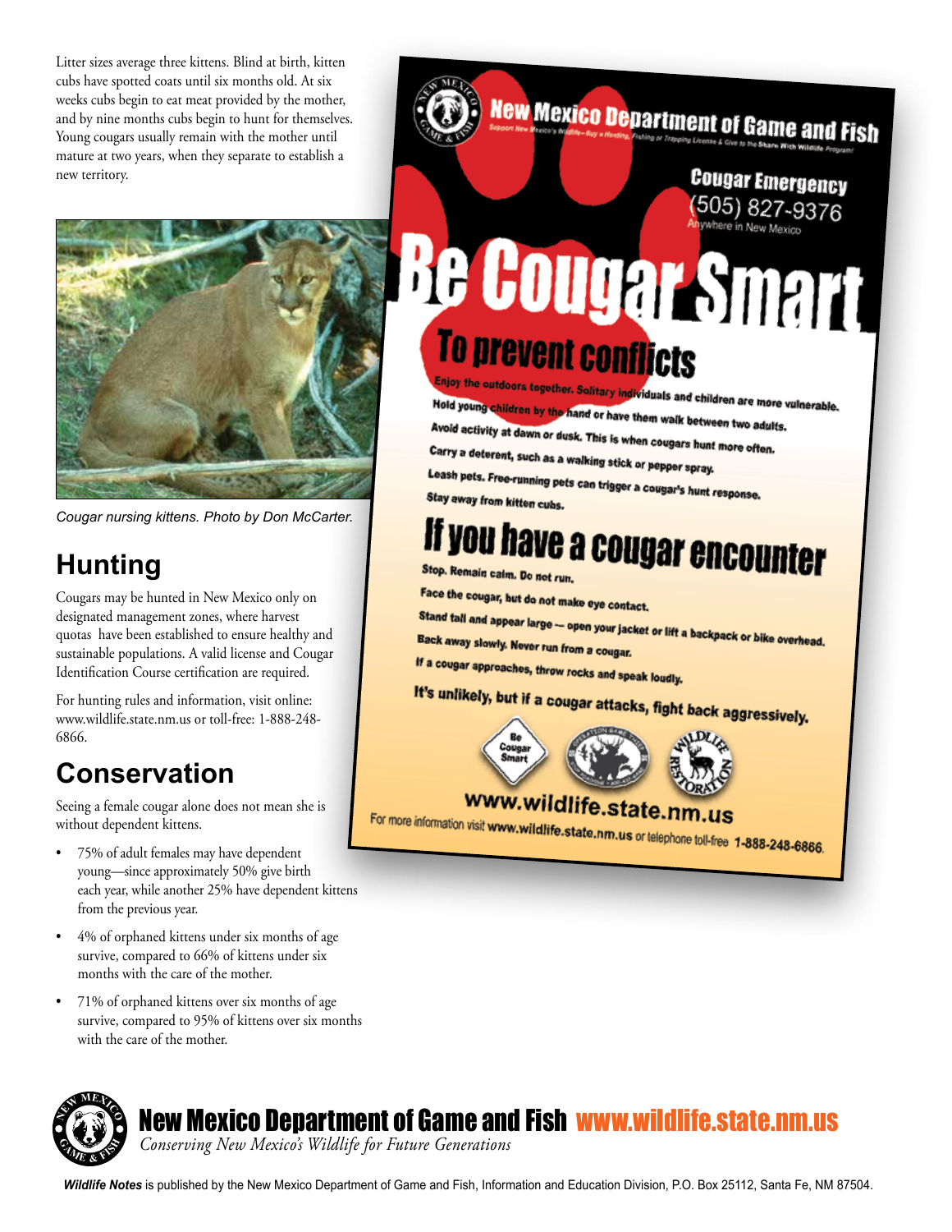Litter sizes average three kittens. Blind at birth, kitten cubs have spotted coats until six months old. At six weeks cubs begin to eat meat provided by the mother, and by nine months cubs begin to hunt for themselves. Young cougars usually remain with the mother until mature at two years, when they separate to establish a new territory.

*Cougar nursing kittens. Photo by Don McCarter.*

## Hunting

Cougars may be hunted in New Mexico only on designated management zones, where harvest quotas have been established to ensure healthy and sustainable populations. A valid license and Cougar Identification Course certification are required.

For hunting rules and information, visit online: www.wildlife.state.nm.us or toll-free: 1-888-248-6866.

## Conservation

Seeing a female cougar alone does not mean she is without dependent kittens.

- 75% of adult females may have dependent young—since approximately 50% give birth each year, while another 25% have dependent kittens from the previous year.
- 4% of orphaned kittens under six months of age survive, compared to 66% of kittens under six months with the care of the mother.
- 71% of orphaned kittens over six months of age survive, compared to 95% of kittens over six months with the care of the mother.

**New Mexico Department of Game and Fish**

Support New Mexico's Wildlife–Buy a Hunting, Fishing or Trapping License & Give to the Share With Wildlife Program!

**Cougar Emergency**
(505) 827-9376
Anywhere in New Mexico

# Be Cougar Smart

## To prevent conflicts

**Enjoy the outdoors together. Solitary individuals and children are more vulnerable.**
**Hold young children by the hand or have them walk between two adults.**
**Avoid activity at dawn or dusk. This is when cougars hunt more often.**
**Carry a deterrent, such as a walking stick or pepper spray.**
**Leash pets. Free-running pets can trigger a cougar's hunt response.**
**Stay away from kitten cubs.**

## If you have a cougar encounter

**Stop. Remain calm. Do not run.**
**Face the cougar, but do not make eye contact.**
**Stand tall and appear large -- open your jacket or lift a backpack or bike overhead.**
**Back away slowly. Never run from a cougar.**
**If a cougar approaches, throw rocks and speak loudly.**

**It's unlikely, but if a cougar attacks, fight back aggressively.**

Be Cougar Smart

**www.wildlife.state.nm.us**

For more information visit **www.wildlife.state.nm.us** or telephone toll-free **1-888-248-6866.**

**New Mexico Department of Game and Fish** www.wildlife.state.nm.us
*Conserving New Mexico's Wildlife for Future Generations*

***Wildlife Notes*** is published by the New Mexico Department of Game and Fish, Information and Education Division, P.O. Box 25112, Santa Fe, NM 87504.